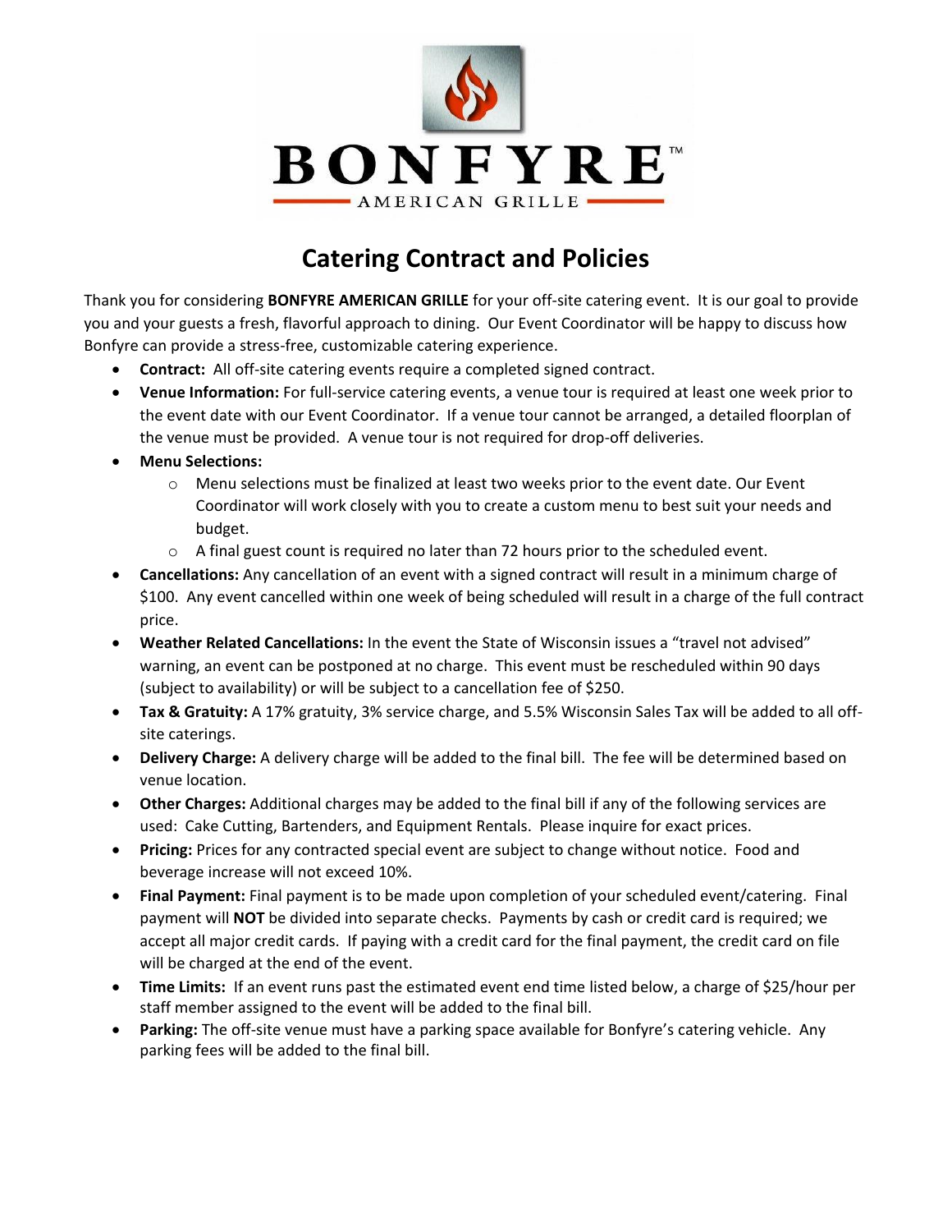# BONFYRE™

AMERICAN GRILLE

## Catering Contract and Policies

Thank you for considering **BONFYRE AMERICAN GRILLE** for your off-site catering event. It is our goal to provide you and your guests a fresh, flavorful approach to dining. Our Event Coordinator will be happy to discuss how Bonfyre can provide a stress-free, customizable catering experience.

- **Contract:** All off-site catering events require a completed signed contract.
- **Venue Information:** For full-service catering events, a venue tour is required at least one week prior to the event date with our Event Coordinator. If a venue tour cannot be arranged, a detailed floorplan of the venue must be provided. A venue tour is not required for drop-off deliveries.
- **Menu Selections:**
  - Menu selections must be finalized at least two weeks prior to the event date. Our Event Coordinator will work closely with you to create a custom menu to best suit your needs and budget.
  - A final guest count is required no later than 72 hours prior to the scheduled event.
- **Cancellations:** Any cancellation of an event with a signed contract will result in a minimum charge of $100. Any event cancelled within one week of being scheduled will result in a charge of the full contract price.
- **Weather Related Cancellations:** In the event the State of Wisconsin issues a "travel not advised" warning, an event can be postponed at no charge. This event must be rescheduled within 90 days (subject to availability) or will be subject to a cancellation fee of $250.
- **Tax & Gratuity:** A 17% gratuity, 3% service charge, and 5.5% Wisconsin Sales Tax will be added to all off-site caterings.
- **Delivery Charge:** A delivery charge will be added to the final bill. The fee will be determined based on venue location.
- **Other Charges:** Additional charges may be added to the final bill if any of the following services are used: Cake Cutting, Bartenders, and Equipment Rentals. Please inquire for exact prices.
- **Pricing:** Prices for any contracted special event are subject to change without notice. Food and beverage increase will not exceed 10%.
- **Final Payment:** Final payment is to be made upon completion of your scheduled event/catering. Final payment will **NOT** be divided into separate checks. Payments by cash or credit card is required; we accept all major credit cards. If paying with a credit card for the final payment, the credit card on file will be charged at the end of the event.
- **Time Limits:** If an event runs past the estimated event end time listed below, a charge of $25/hour per staff member assigned to the event will be added to the final bill.
- **Parking:** The off-site venue must have a parking space available for Bonfyre's catering vehicle. Any parking fees will be added to the final bill.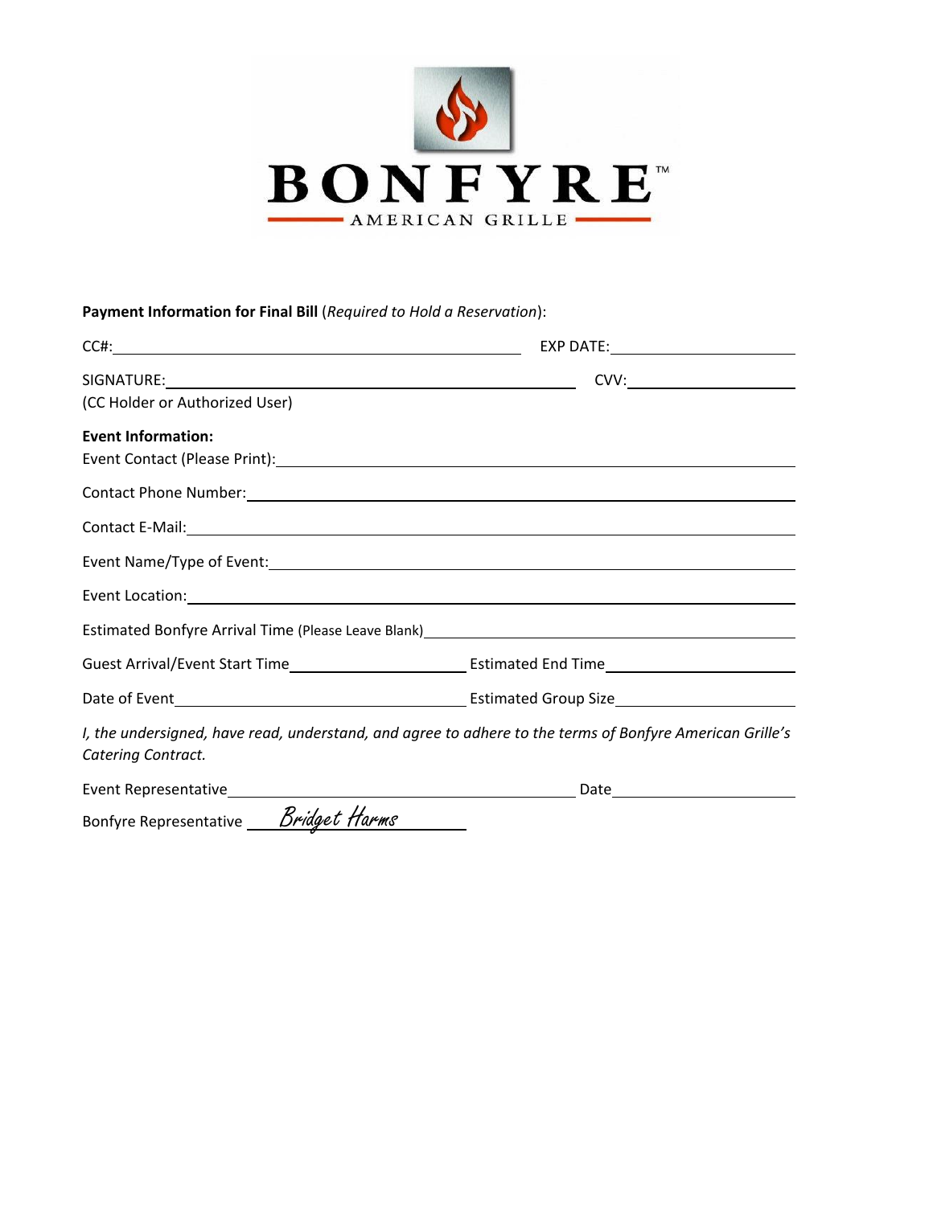BONFYRE™

AMERICAN GRILLE

**Payment Information for Final Bill** (*Required to Hold a Reservation*):

CC#: \_\_\_\_\_\_\_\_\_\_\_\_\_\_\_\_\_\_\_\_ EXP DATE: \_\_\_\_\_\_\_\_\_\_

SIGNATURE: \_\_\_\_\_\_\_\_\_\_\_\_\_\_\_\_\_\_\_\_ CVV: \_\_\_\_\_\_\_\_\_\_

(CC Holder or Authorized User)

**Event Information:**

Event Contact (Please Print): \_\_\_\_\_\_\_\_\_\_\_\_\_\_\_\_\_\_\_\_

Contact Phone Number: \_\_\_\_\_\_\_\_\_\_\_\_\_\_\_\_\_\_\_\_

Contact E-Mail: \_\_\_\_\_\_\_\_\_\_\_\_\_\_\_\_\_\_\_\_

Event Name/Type of Event: \_\_\_\_\_\_\_\_\_\_\_\_\_\_\_\_\_\_\_\_

Event Location: \_\_\_\_\_\_\_\_\_\_\_\_\_\_\_\_\_\_\_\_

Estimated Bonfyre Arrival Time (Please Leave Blank) \_\_\_\_\_\_\_\_\_\_\_\_\_\_\_\_\_\_\_\_

Guest Arrival/Event Start Time \_\_\_\_\_\_\_\_\_\_ Estimated End Time \_\_\_\_\_\_\_\_\_\_

Date of Event \_\_\_\_\_\_\_\_\_\_ Estimated Group Size \_\_\_\_\_\_\_\_\_\_

*I, the undersigned, have read, understand, and agree to adhere to the terms of Bonfyre American Grille's Catering Contract.*

Event Representative \_\_\_\_\_\_\_\_\_\_\_\_\_\_\_\_\_\_\_\_ Date \_\_\_\_\_\_\_\_\_\_

Bonfyre Representative Bridget Harms